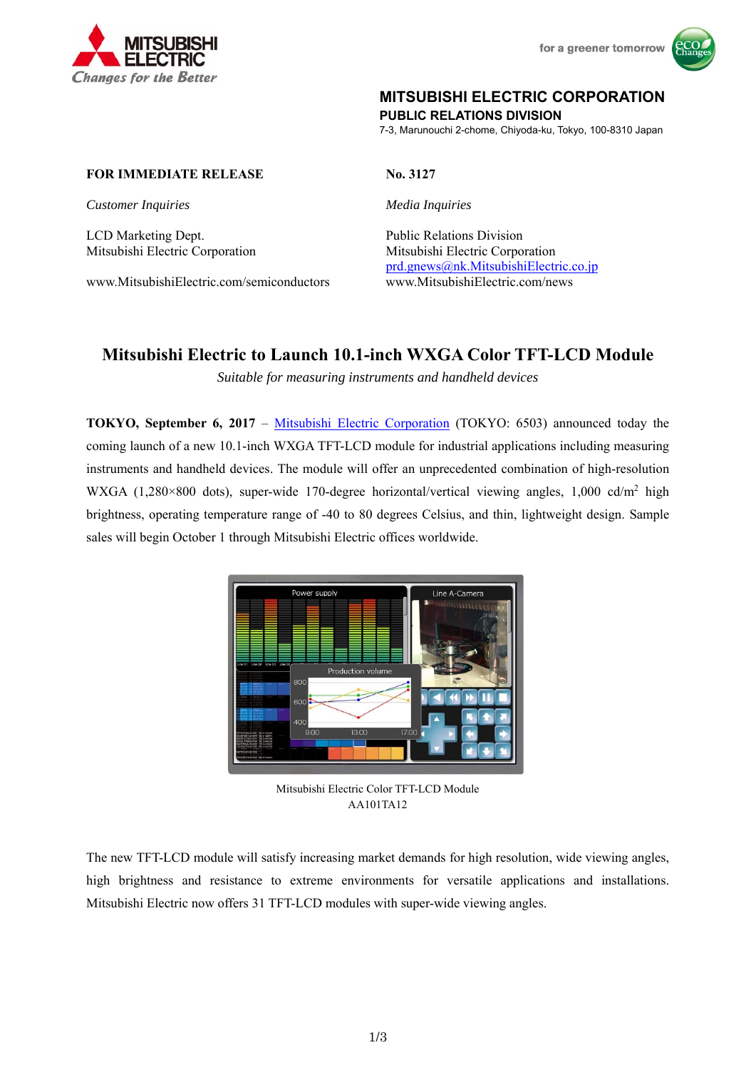MITSUBISHI ELECTRIC
*Changes for the Better*

for a greener tomorrow

**MITSUBISHI ELECTRIC CORPORATION**
**PUBLIC RELATIONS DIVISION**
7-3, Marunouchi 2-chome, Chiyoda-ku, Tokyo, 100-8310 Japan

**FOR IMMEDIATE RELEASE**

**No. 3127**

*Customer Inquiries*

LCD Marketing Dept.
Mitsubishi Electric Corporation

www.MitsubishiElectric.com/semiconductors

*Media Inquiries*

Public Relations Division
Mitsubishi Electric Corporation
prd.gnews@nk.MitsubishiElectric.co.jp
www.MitsubishiElectric.com/news

# Mitsubishi Electric to Launch 10.1-inch WXGA Color TFT-LCD Module

*Suitable for measuring instruments and handheld devices*

**TOKYO, September 6, 2017** – Mitsubishi Electric Corporation (TOKYO: 6503) announced today the coming launch of a new 10.1-inch WXGA TFT-LCD module for industrial applications including measuring instruments and handheld devices. The module will offer an unprecedented combination of high-resolution WXGA (1,280×800 dots), super-wide 170-degree horizontal/vertical viewing angles, 1,000 cd/m$^2$ high brightness, operating temperature range of -40 to 80 degrees Celsius, and thin, lightweight design. Sample sales will begin October 1 through Mitsubishi Electric offices worldwide.

Mitsubishi Electric Color TFT-LCD Module
AA101TA12

The new TFT-LCD module will satisfy increasing market demands for high resolution, wide viewing angles, high brightness and resistance to extreme environments for versatile applications and installations. Mitsubishi Electric now offers 31 TFT-LCD modules with super-wide viewing angles.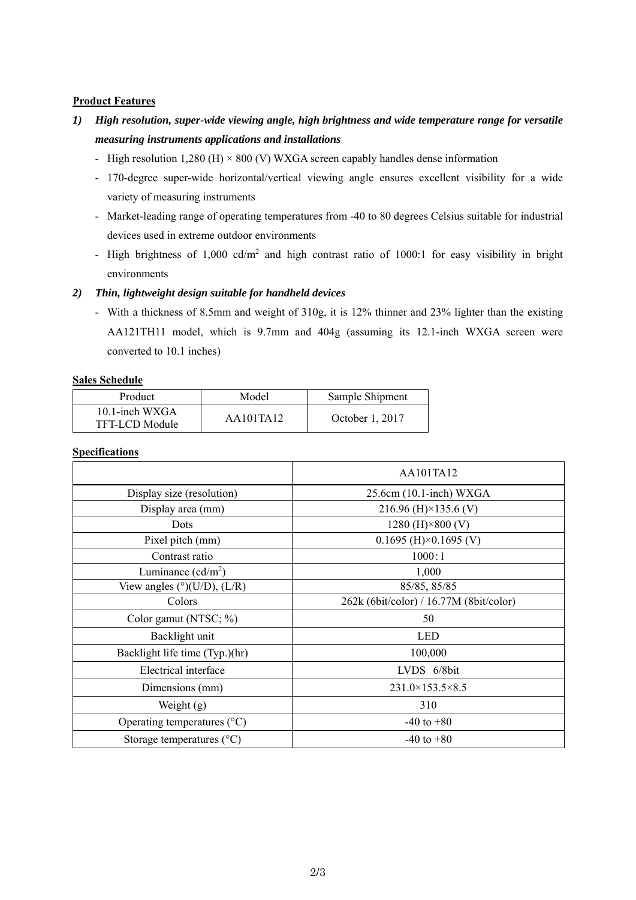**Product Features**

1) ***High resolution, super-wide viewing angle, high brightness and wide temperature range for versatile measuring instruments applications and installations***

   - High resolution 1,280 (H) × 800 (V) WXGA screen capably handles dense information
   - 170-degree super-wide horizontal/vertical viewing angle ensures excellent visibility for a wide variety of measuring instruments
   - Market-leading range of operating temperatures from -40 to 80 degrees Celsius suitable for industrial devices used in extreme outdoor environments
   - High brightness of 1,000 cd/m$^2$ and high contrast ratio of 1000:1 for easy visibility in bright environments

2) ***Thin, lightweight design suitable for handheld devices***

   - With a thickness of 8.5mm and weight of 310g, it is 12% thinner and 23% lighter than the existing AA121TH11 model, which is 9.7mm and 404g (assuming its 12.1-inch WXGA screen were converted to 10.1 inches)

**Sales Schedule**

| Product | Model | Sample Shipment |
|---|---|---|
| 10.1-inch WXGA TFT-LCD Module | AA101TA12 | October 1, 2017 |

**Specifications**

| | AA101TA12 |
|---|---|
| Display size (resolution) | 25.6cm (10.1-inch) WXGA |
| Display area (mm) | 216.96 (H)×135.6 (V) |
| Dots | 1280 (H)×800 (V) |
| Pixel pitch (mm) | 0.1695 (H)×0.1695 (V) |
| Contrast ratio | 1000 : 1 |
| Luminance (cd/m$^2$) | 1,000 |
| View angles (°)(U/D), (L/R) | 85/85, 85/85 |
| Colors | 262k (6bit/color) / 16.77M (8bit/color) |
| Color gamut (NTSC; %) | 50 |
| Backlight unit | LED |
| Backlight life time (Typ.)(hr) | 100,000 |
| Electrical interface | LVDS 6/8bit |
| Dimensions (mm) | 231.0×153.5×8.5 |
| Weight (g) | 310 |
| Operating temperatures (°C) | -40 to +80 |
| Storage temperatures (°C) | -40 to +80 |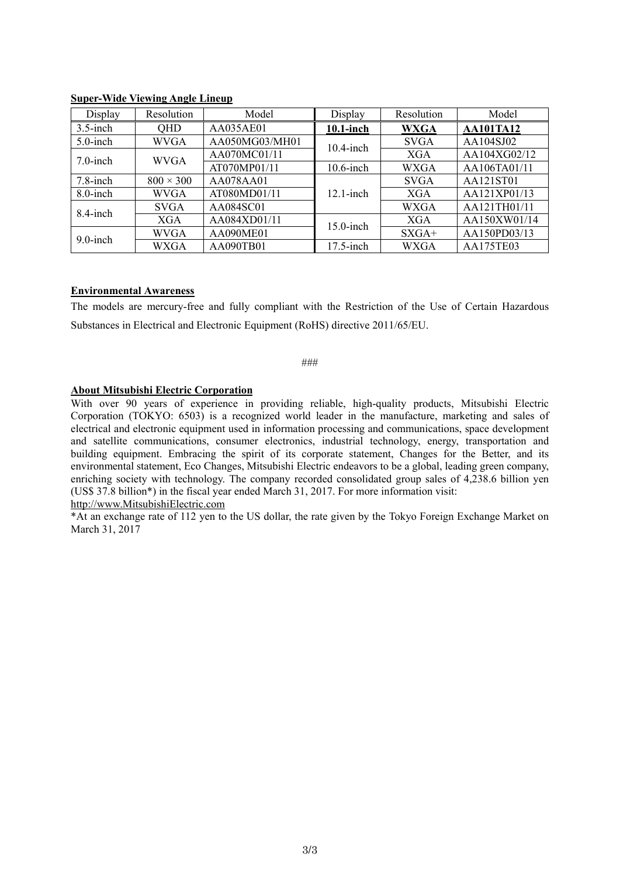**Super-Wide Viewing Angle Lineup**

| Display | Resolution | Model | Display | Resolution | Model |
|---|---|---|---|---|---|
| 3.5-inch | QHD | AA035AE01 | **10.1-inch** | **WXGA** | **AA101TA12** |
| 5.0-inch | WVGA | AA050MG03/MH01 | 10.4-inch | SVGA | AA104SJ02 |
| 7.0-inch | WVGA | AA070MC01/11 | | XGA | AA104XG02/12 |
| | | AT070MP01/11 | 10.6-inch | WXGA | AA106TA01/11 |
| 7.8-inch | 800 × 300 | AA078AA01 | 12.1-inch | SVGA | AA121ST01 |
| 8.0-inch | WVGA | AT080MD01/11 | | XGA | AA121XP01/13 |
| 8.4-inch | SVGA | AA084SC01 | | WXGA | AA121TH01/11 |
| | XGA | AA084XD01/11 | 15.0-inch | XGA | AA150XW01/14 |
| 9.0-inch | WVGA | AA090ME01 | | SXGA+ | AA150PD03/13 |
| | WXGA | AA090TB01 | 17.5-inch | WXGA | AA175TE03 |

**Environmental Awareness**

The models are mercury-free and fully compliant with the Restriction of the Use of Certain Hazardous Substances in Electrical and Electronic Equipment (RoHS) directive 2011/65/EU.

###

**About Mitsubishi Electric Corporation**

With over 90 years of experience in providing reliable, high-quality products, Mitsubishi Electric Corporation (TOKYO: 6503) is a recognized world leader in the manufacture, marketing and sales of electrical and electronic equipment used in information processing and communications, space development and satellite communications, consumer electronics, industrial technology, energy, transportation and building equipment. Embracing the spirit of its corporate statement, Changes for the Better, and its environmental statement, Eco Changes, Mitsubishi Electric endeavors to be a global, leading green company, enriching society with technology. The company recorded consolidated group sales of 4,238.6 billion yen (US$ 37.8 billion*) in the fiscal year ended March 31, 2017. For more information visit: http://www.MitsubishiElectric.com

*At an exchange rate of 112 yen to the US dollar, the rate given by the Tokyo Foreign Exchange Market on March 31, 2017